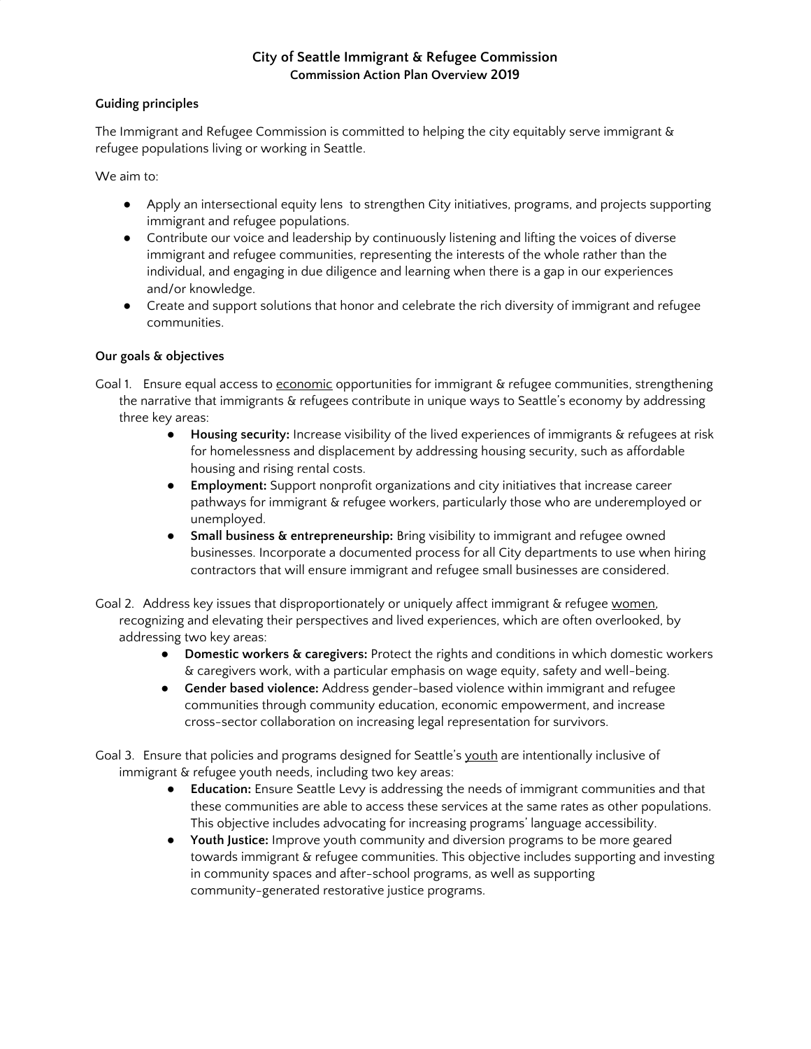# City of Seattle Immigrant & Refugee Commission

## Commission Action Plan Overview 2019

### Guiding principles

The Immigrant and Refugee Commission is committed to helping the city equitably serve immigrant & refugee populations living or working in Seattle.

We aim to:

- Apply an intersectional equity lens to strengthen City initiatives, programs, and projects supporting immigrant and refugee populations.
- Contribute our voice and leadership by continuously listening and lifting the voices of diverse immigrant and refugee communities, representing the interests of the whole rather than the individual, and engaging in due diligence and learning when there is a gap in our experiences and/or knowledge.
- Create and support solutions that honor and celebrate the rich diversity of immigrant and refugee communities.

### Our goals & objectives

Goal 1. Ensure equal access to <u>economic</u> opportunities for immigrant & refugee communities, strengthening the narrative that immigrants & refugees contribute in unique ways to Seattle's economy by addressing three key areas:

- **Housing security:** Increase visibility of the lived experiences of immigrants & refugees at risk for homelessness and displacement by addressing housing security, such as affordable housing and rising rental costs.
- **Employment:** Support nonprofit organizations and city initiatives that increase career pathways for immigrant & refugee workers, particularly those who are underemployed or unemployed.
- **Small business & entrepreneurship:** Bring visibility to immigrant and refugee owned businesses. Incorporate a documented process for all City departments to use when hiring contractors that will ensure immigrant and refugee small businesses are considered.

Goal 2. Address key issues that disproportionately or uniquely affect immigrant & refugee <u>women</u>, recognizing and elevating their perspectives and lived experiences, which are often overlooked, by addressing two key areas:

- **Domestic workers & caregivers:** Protect the rights and conditions in which domestic workers & caregivers work, with a particular emphasis on wage equity, safety and well-being.
- **Gender based violence:** Address gender-based violence within immigrant and refugee communities through community education, economic empowerment, and increase cross-sector collaboration on increasing legal representation for survivors.

Goal 3. Ensure that policies and programs designed for Seattle's <u>youth</u> are intentionally inclusive of immigrant & refugee youth needs, including two key areas:

- **Education:** Ensure Seattle Levy is addressing the needs of immigrant communities and that these communities are able to access these services at the same rates as other populations. This objective includes advocating for increasing programs' language accessibility.
- **Youth Justice:** Improve youth community and diversion programs to be more geared towards immigrant & refugee communities. This objective includes supporting and investing in community spaces and after-school programs, as well as supporting community-generated restorative justice programs.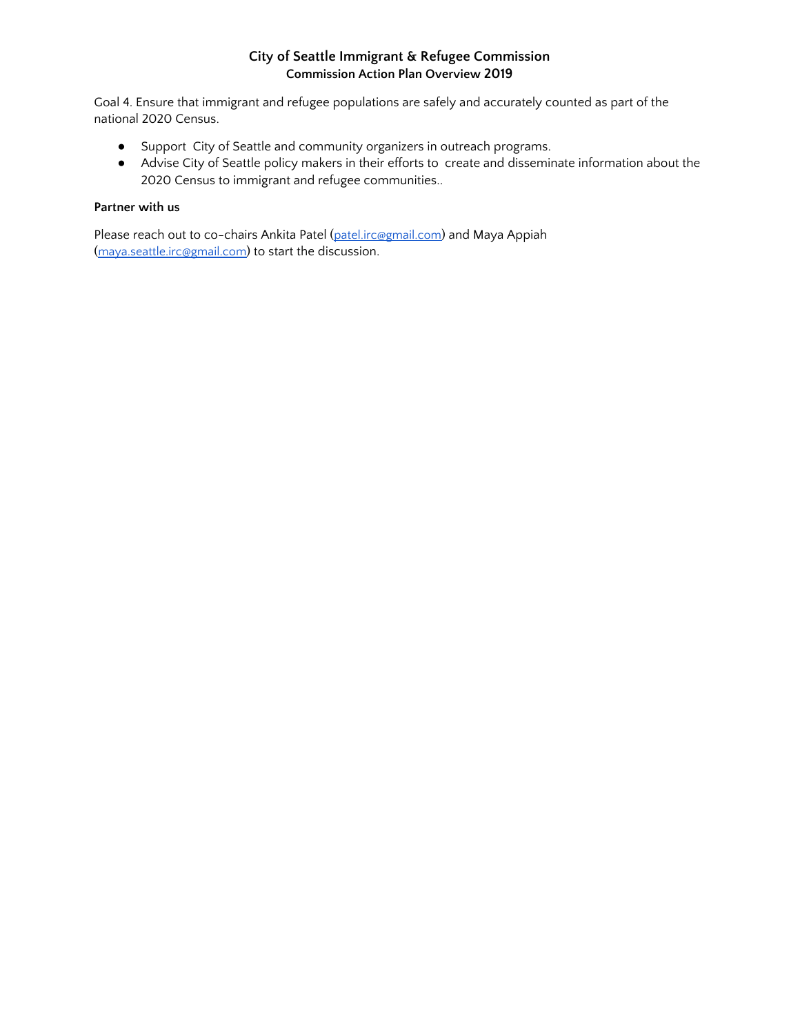## City of Seattle Immigrant & Refugee Commission

### Commission Action Plan Overview 2019

Goal 4. Ensure that immigrant and refugee populations are safely and accurately counted as part of the national 2020 Census.

- Support City of Seattle and community organizers in outreach programs.
- Advise City of Seattle policy makers in their efforts to create and disseminate information about the 2020 Census to immigrant and refugee communities..

**Partner with us**

Please reach out to co-chairs Ankita Patel (patel.irc@gmail.com) and Maya Appiah (maya.seattle.irc@gmail.com) to start the discussion.